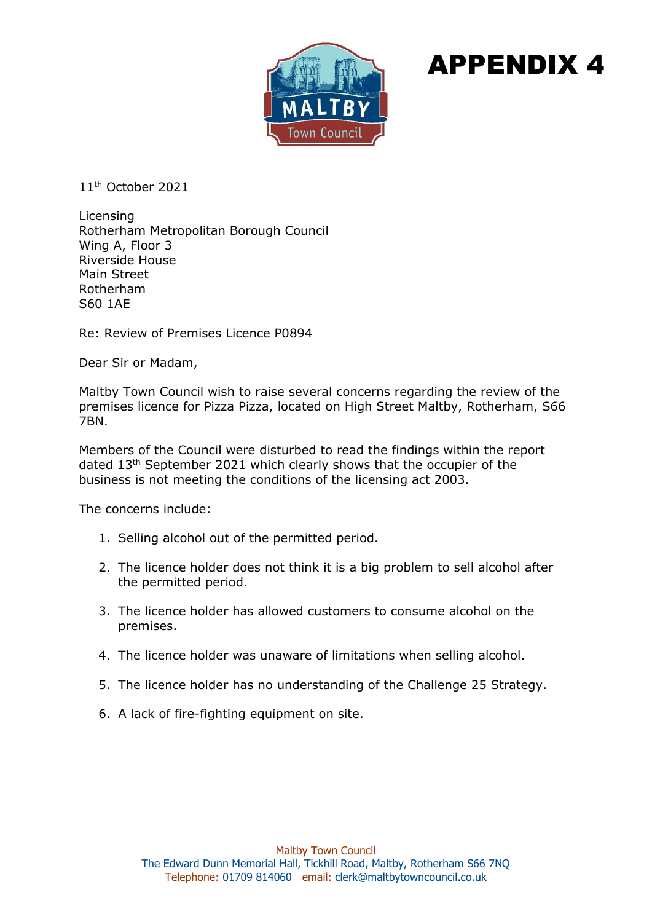# APPENDIX 4

11th October 2021

Licensing
Rotherham Metropolitan Borough Council
Wing A, Floor 3
Riverside House
Main Street
Rotherham
S60 1AE

Re: Review of Premises Licence P0894

Dear Sir or Madam,

Maltby Town Council wish to raise several concerns regarding the review of the premises licence for Pizza Pizza, located on High Street Maltby, Rotherham, S66 7BN.

Members of the Council were disturbed to read the findings within the report dated 13th September 2021 which clearly shows that the occupier of the business is not meeting the conditions of the licensing act 2003.

The concerns include:

1. Selling alcohol out of the permitted period.
2. The licence holder does not think it is a big problem to sell alcohol after the permitted period.
3. The licence holder has allowed customers to consume alcohol on the premises.
4. The licence holder was unaware of limitations when selling alcohol.
5. The licence holder has no understanding of the Challenge 25 Strategy.
6. A lack of fire-fighting equipment on site.

Maltby Town Council
The Edward Dunn Memorial Hall, Tickhill Road, Maltby, Rotherham S66 7NQ
Telephone: 01709 814060 email: clerk@maltbytowncouncil.co.uk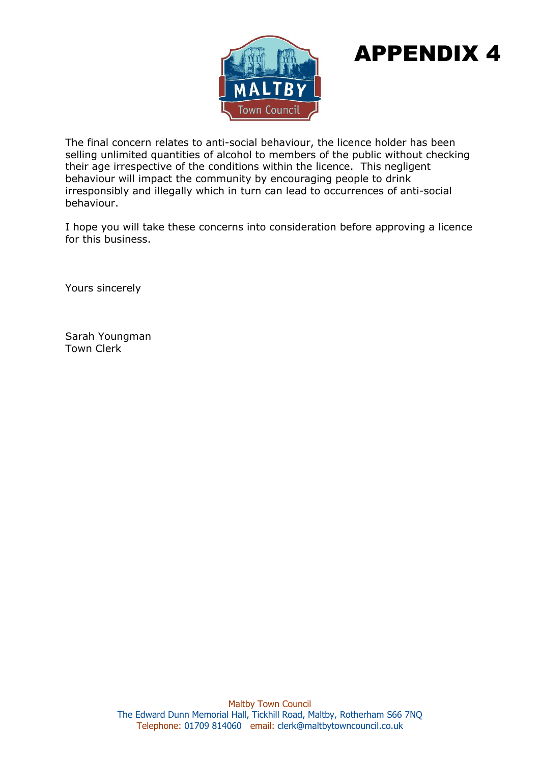# APPENDIX 4

The final concern relates to anti-social behaviour, the licence holder has been selling unlimited quantities of alcohol to members of the public without checking their age irrespective of the conditions within the licence. This negligent behaviour will impact the community by encouraging people to drink irresponsibly and illegally which in turn can lead to occurrences of anti-social behaviour.

I hope you will take these concerns into consideration before approving a licence for this business.

Yours sincerely

Sarah Youngman
Town Clerk

Maltby Town Council
The Edward Dunn Memorial Hall, Tickhill Road, Maltby, Rotherham S66 7NQ
Telephone: 01709 814060 email: clerk@maltbytowncouncil.co.uk